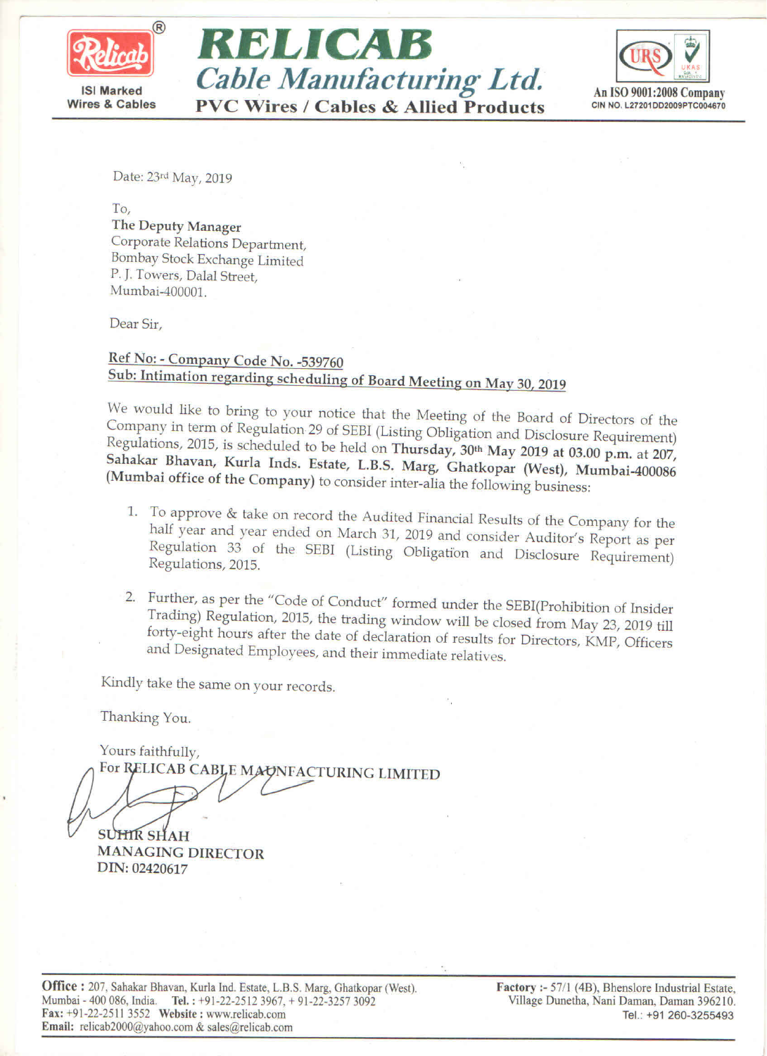# RELICAB

## Cable Manufacturing Ltd.

**PVC Wires / Cables & Allied Products**

ISI Marked Wires & Cables

An ISO 9001:2008 Company
CIN NO. L27201DD2009PTC004670

Date: 23rd May, 2019

To,
**The Deputy Manager**
Corporate Relations Department,
Bombay Stock Exchange Limited
P. J. Towers, Dalal Street,
Mumbai-400001.

Dear Sir,

**Ref No: - Company Code No. -539760**
**Sub: Intimation regarding scheduling of Board Meeting on May 30, 2019**

We would like to bring to your notice that the Meeting of the Board of Directors of the Company in term of Regulation 29 of SEBI (Listing Obligation and Disclosure Requirement) Regulations, 2015, is scheduled to be held on **Thursday, 30th May 2019 at 03.00 p.m.** at **207, Sahakar Bhavan, Kurla Inds. Estate, L.B.S. Marg, Ghatkopar (West), Mumbai-400086 (Mumbai office of the Company)** to consider inter-alia the following business:

1. To approve & take on record the Audited Financial Results of the Company for the half year and year ended on March 31, 2019 and consider Auditor's Report as per Regulation 33 of the SEBI (Listing Obligation and Disclosure Requirement) Regulations, 2015.

2. Further, as per the "Code of Conduct" formed under the SEBI(Prohibition of Insider Trading) Regulation, 2015, the trading window will be closed from May 23, 2019 till forty-eight hours after the date of declaration of results for Directors, KMP, Officers and Designated Employees, and their immediate relatives.

Kindly take the same on your records.

Thanking You.

Yours faithfully,
For RELICAB CABLE MAUNFACTURING LIMITED

**SUHIR SHAH**
**MANAGING DIRECTOR**
**DIN: 02420617**

**Office :** 207, Sahakar Bhavan, Kurla Ind. Estate, L.B.S. Marg, Ghatkopar (West). Mumbai - 400 086, India. **Tel. :** +91-22-2512 3967, + 91-22-3257 3092
**Fax:** +91-22-2511 3552 **Website :** www.relicab.com
**Email:** relicab2000@yahoo.com & sales@relicab.com

**Factory :-** 57/1 (4B), Bhenslore Industrial Estate, Village Dunetha, Nani Daman, Daman 396210.
Tel.: +91 260-3255493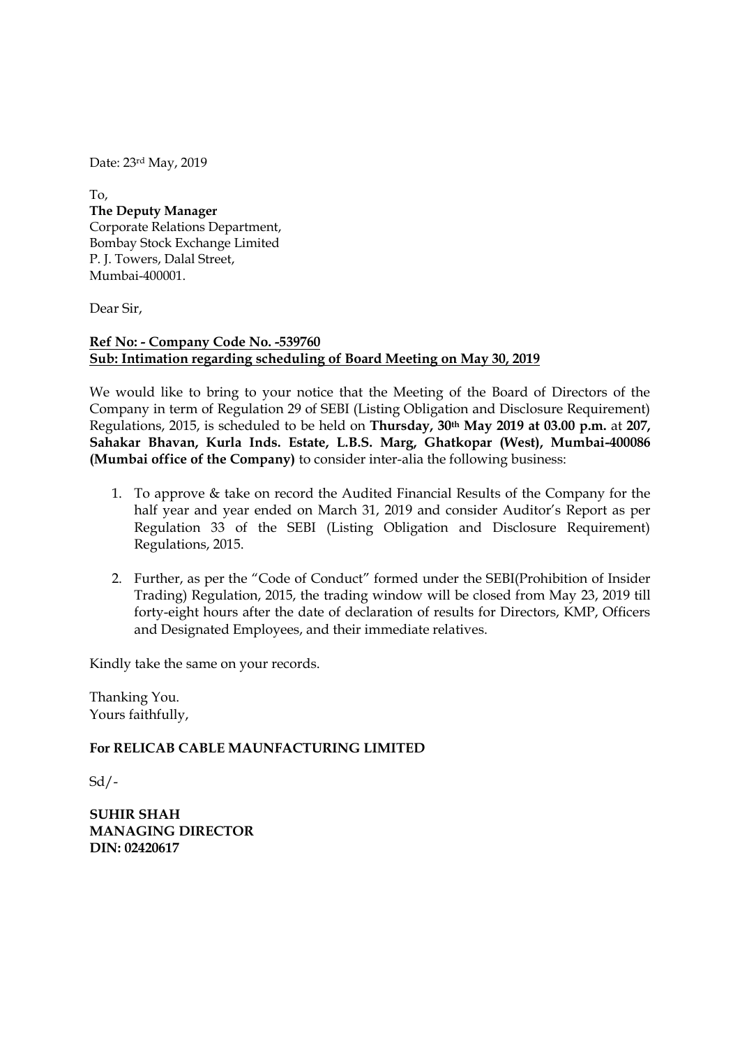Date: 23rd May, 2019

To,
**The Deputy Manager**
Corporate Relations Department,
Bombay Stock Exchange Limited
P. J. Towers, Dalal Street,
Mumbai-400001.

Dear Sir,

**Ref No: - Company Code No. -539760**
**Sub: Intimation regarding scheduling of Board Meeting on May 30, 2019**

We would like to bring to your notice that the Meeting of the Board of Directors of the Company in term of Regulation 29 of SEBI (Listing Obligation and Disclosure Requirement) Regulations, 2015, is scheduled to be held on **Thursday, 30th May 2019 at 03.00 p.m.** at **207, Sahakar Bhavan, Kurla Inds. Estate, L.B.S. Marg, Ghatkopar (West), Mumbai-400086 (Mumbai office of the Company)** to consider inter-alia the following business:

1. To approve & take on record the Audited Financial Results of the Company for the half year and year ended on March 31, 2019 and consider Auditor's Report as per Regulation 33 of the SEBI (Listing Obligation and Disclosure Requirement) Regulations, 2015.

2. Further, as per the "Code of Conduct" formed under the SEBI(Prohibition of Insider Trading) Regulation, 2015, the trading window will be closed from May 23, 2019 till forty-eight hours after the date of declaration of results for Directors, KMP, Officers and Designated Employees, and their immediate relatives.

Kindly take the same on your records.

Thanking You.
Yours faithfully,

**For RELICAB CABLE MAUNFACTURING LIMITED**

Sd/-

**SUHIR SHAH**
**MANAGING DIRECTOR**
**DIN: 02420617**